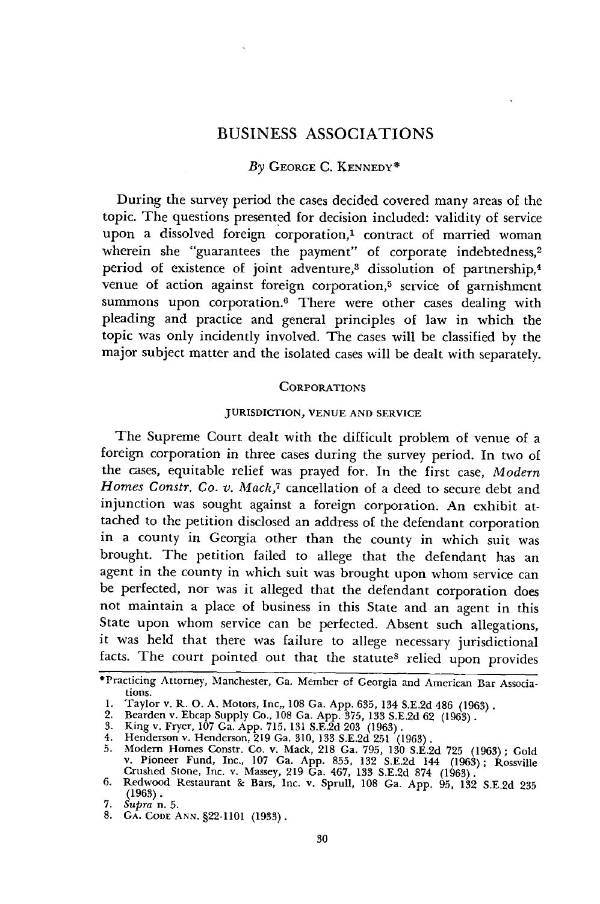# BUSINESS ASSOCIATIONS

*By* GEORGE C. KENNEDY*

During the survey period the cases decided covered many areas of the topic. The questions presented for decision included: validity of service upon a dissolved foreign corporation,[1] contract of married woman wherein she "guarantees the payment" of corporate indebtedness,[2] period of existence of joint adventure,[3] dissolution of partnership,[4] venue of action against foreign corporation,[5] service of garnishment summons upon corporation.[6] There were other cases dealing with pleading and practice and general principles of law in which the topic was only incidently involved. The cases will be classified by the major subject matter and the isolated cases will be dealt with separately.

## CORPORATIONS

### JURISDICTION, VENUE AND SERVICE

The Supreme Court dealt with the difficult problem of venue of a foreign corporation in three cases during the survey period. In two of the cases, equitable relief was prayed for. In the first case, *Modern Homes Constr. Co. v. Mack*,[7] cancellation of a deed to secure debt and injunction was sought against a foreign corporation. An exhibit attached to the petition disclosed an address of the defendant corporation in a county in Georgia other than the county in which suit was brought. The petition failed to allege that the defendant has an agent in the county in which suit was brought upon whom service can be perfected, nor was it alleged that the defendant corporation does not maintain a place of business in this State and an agent in this State upon whom service can be perfected. Absent such allegations, it was held that there was failure to allege necessary jurisdictional facts. The court pointed out that the statute[8] relied upon provides

---

*Practicing Attorney, Manchester, Ga. Member of Georgia and American Bar Associations.

1. Taylor v. R. O. A. Motors, Inc., 108 Ga. App. 635, 134 S.E.2d 486 (1963).
2. Bearden v. Ebcap Supply Co., 108 Ga. App. 375, 133 S.E.2d 62 (1963).
3. King v. Fryer, 107 Ga. App. 715, 131 S.E.2d 203 (1963).
4. Henderson v. Henderson, 219 Ga. 310, 133 S.E.2d 251 (1963).
5. Modern Homes Constr. Co. v. Mack, 218 Ga. 795, 130 S.E.2d 725 (1963); Gold v. Pioneer Fund, Inc., 107 Ga. App. 855, 132 S.E.2d 144 (1963); Rossville Crushed Stone, Inc. v. Massey, 219 Ga. 467, 133 S.E.2d 874 (1963).
6. Redwood Restaurant & Bars, Inc. v. Sprull, 108 Ga. App. 95, 132 S.E.2d 235 (1963).
7. *Supra* n. 5.
8. GA. CODE ANN. §22-1101 (1933).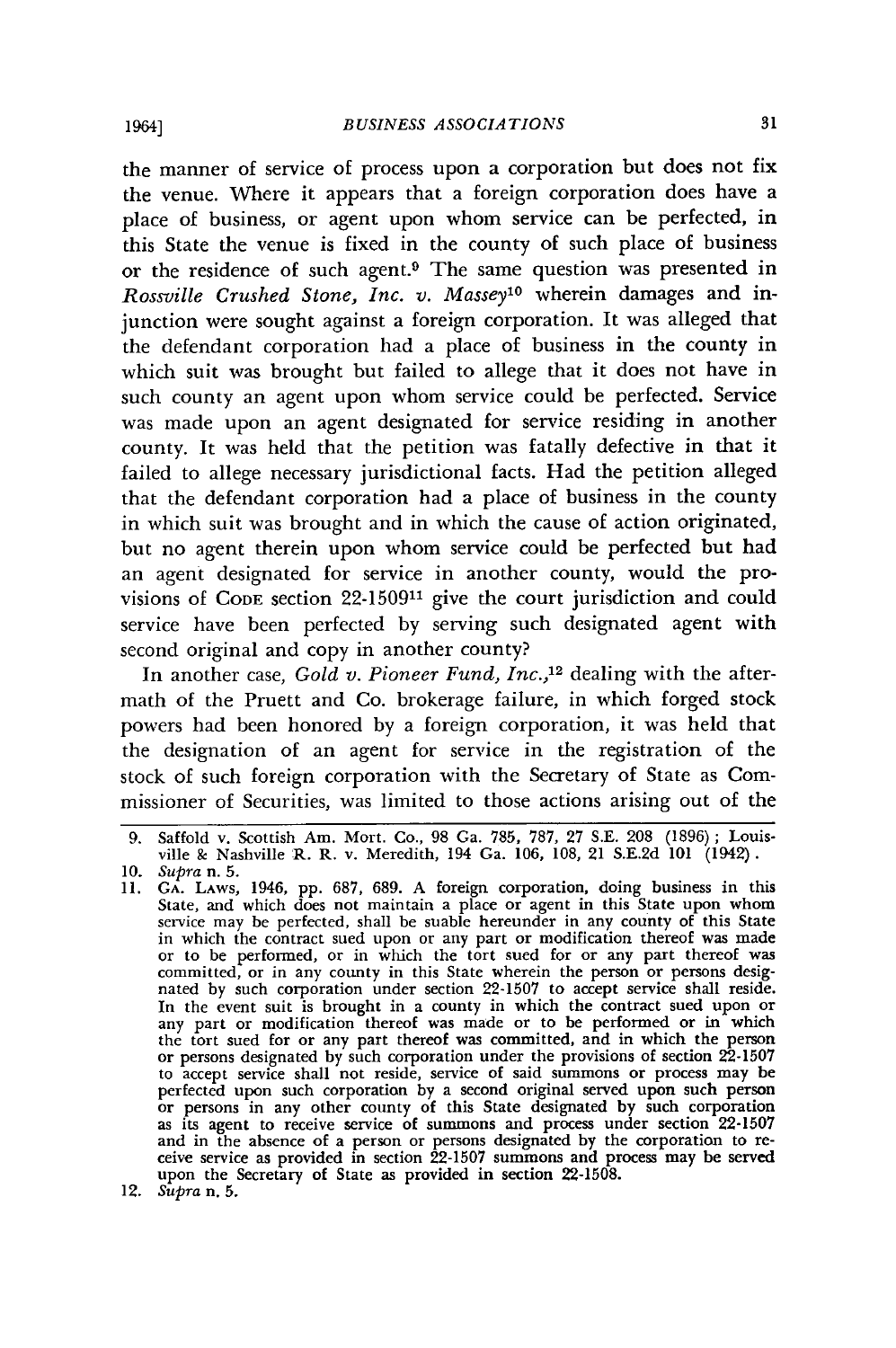the manner of service of process upon a corporation but does not fix the venue. Where it appears that a foreign corporation does have a place of business, or agent upon whom service can be perfected, in this State the venue is fixed in the county of such place of business or the residence of such agent.[9] The same question was presented in *Rossville Crushed Stone, Inc. v. Massey*[10] wherein damages and injunction were sought against a foreign corporation. It was alleged that the defendant corporation had a place of business in the county in which suit was brought but failed to allege that it does not have in such county an agent upon whom service could be perfected. Service was made upon an agent designated for service residing in another county. It was held that the petition was fatally defective in that it failed to allege necessary jurisdictional facts. Had the petition alleged that the defendant corporation had a place of business in the county in which suit was brought and in which the cause of action originated, but no agent therein upon whom service could be perfected but had an agent designated for service in another county, would the provisions of CODE section 22-1509[11] give the court jurisdiction and could service have been perfected by serving such designated agent with second original and copy in another county?

In another case, *Gold v. Pioneer Fund, Inc.*,[12] dealing with the aftermath of the Pruett and Co. brokerage failure, in which forged stock powers had been honored by a foreign corporation, it was held that the designation of an agent for service in the registration of the stock of such foreign corporation with the Secretary of State as Commissioner of Securities, was limited to those actions arising out of the

---

9. Saffold v. Scottish Am. Mort. Co., 98 Ga. 785, 787, 27 S.E. 208 (1896); Louisville & Nashville R. R. v. Meredith, 194 Ga. 106, 108, 21 S.E.2d 101 (1942).
10. *Supra* n. 5.
11. GA. LAWS, 1946, pp. 687, 689. A foreign corporation, doing business in this State, and which does not maintain a place or agent in this State upon whom service may be perfected, shall be suable hereunder in any county of this State in which the contract sued upon or any part or modification thereof was made or to be performed, or in which the tort sued for or any part thereof was committed, or in any county in this State wherein the person or persons designated by such corporation under section 22-1507 to accept service shall reside. In the event suit is brought in a county in which the contract sued upon or any part or modification thereof was made or to be performed or in which the tort sued for or any part thereof was committed, and in which the person or persons designated by such corporation under the provisions of section 22-1507 to accept service shall not reside, service of said summons or process may be perfected upon such corporation by a second original served upon such person or persons in any other county of this State designated by such corporation as its agent to receive service of summons and process under section 22-1507 and in the absence of a person or persons designated by the corporation to receive service as provided in section 22-1507 summons and process may be served upon the Secretary of State as provided in section 22-1508.
12. *Supra* n. 5.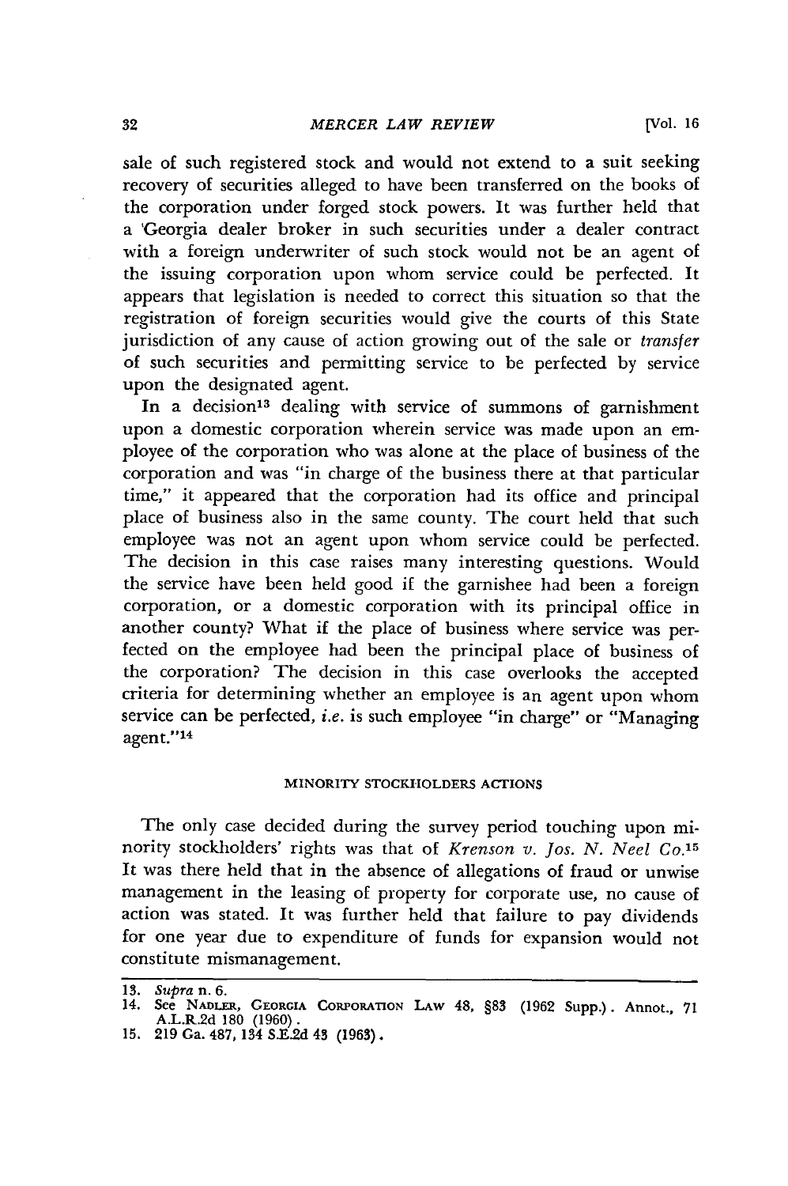sale of such registered stock and would not extend to a suit seeking recovery of securities alleged to have been transferred on the books of the corporation under forged stock powers. It was further held that a Georgia dealer broker in such securities under a dealer contract with a foreign underwriter of such stock would not be an agent of the issuing corporation upon whom service could be perfected. It appears that legislation is needed to correct this situation so that the registration of foreign securities would give the courts of this State jurisdiction of any cause of action growing out of the sale or *transfer* of such securities and permitting service to be perfected by service upon the designated agent.

In a decision[13] dealing with service of summons of garnishment upon a domestic corporation wherein service was made upon an employee of the corporation who was alone at the place of business of the corporation and was "in charge of the business there at that particular time," it appeared that the corporation had its office and principal place of business also in the same county. The court held that such employee was not an agent upon whom service could be perfected. The decision in this case raises many interesting questions. Would the service have been held good if the garnishee had been a foreign corporation, or a domestic corporation with its principal office in another county? What if the place of business where service was perfected on the employee had been the principal place of business of the corporation? The decision in this case overlooks the accepted criteria for determining whether an employee is an agent upon whom service can be perfected, *i.e.* is such employee "in charge" or "Managing agent."[14]

## MINORITY STOCKHOLDERS ACTIONS

The only case decided during the survey period touching upon minority stockholders' rights was that of *Krenson v. Jos. N. Neel Co.*[15] It was there held that in the absence of allegations of fraud or unwise management in the leasing of property for corporate use, no cause of action was stated. It was further held that failure to pay dividends for one year due to expenditure of funds for expansion would not constitute mismanagement.

---

13. *Supra* n. 6.
14. See NADLER, GEORGIA CORPORATION LAW 48, §83 (1962 Supp.). Annot., 71 A.L.R.2d 180 (1960).
15. 219 Ga. 487, 134 S.E.2d 43 (1963).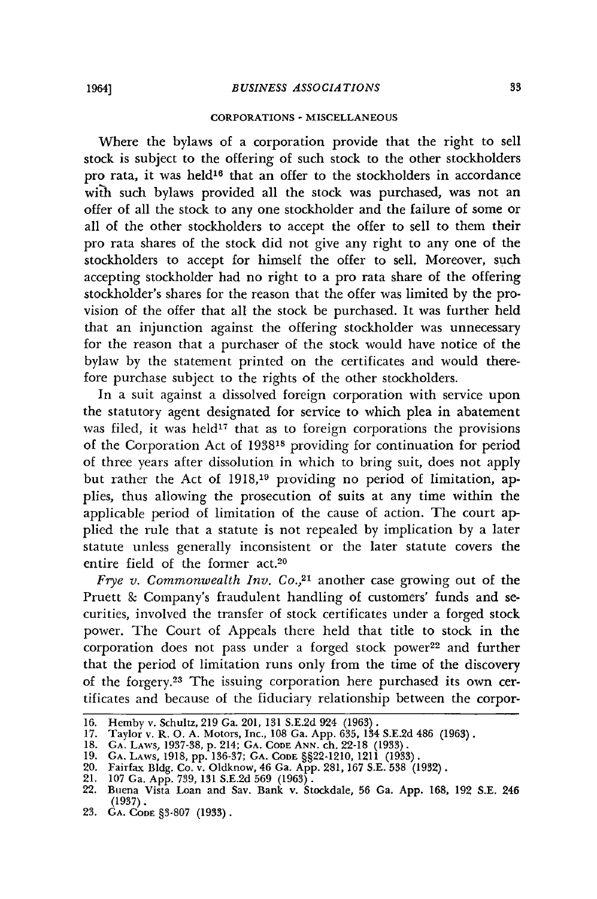CORPORATIONS - MISCELLANEOUS

Where the bylaws of a corporation provide that the right to sell stock is subject to the offering of such stock to the other stockholders pro rata, it was held[16] that an offer to the stockholders in accordance with such bylaws provided all the stock was purchased, was not an offer of all the stock to any one stockholder and the failure of some or all of the other stockholders to accept the offer to sell to them their pro rata shares of the stock did not give any right to any one of the stockholders to accept for himself the offer to sell. Moreover, such accepting stockholder had no right to a pro rata share of the offering stockholder's shares for the reason that the offer was limited by the provision of the offer that all the stock be purchased. It was further held that an injunction against the offering stockholder was unnecessary for the reason that a purchaser of the stock would have notice of the bylaw by the statement printed on the certificates and would therefore purchase subject to the rights of the other stockholders.

In a suit against a dissolved foreign corporation with service upon the statutory agent designated for service to which plea in abatement was filed, it was held[17] that as to foreign corporations the provisions of the Corporation Act of 1938[18] providing for continuation for period of three years after dissolution in which to bring suit, does not apply but rather the Act of 1918,[19] providing no period of limitation, applies, thus allowing the prosecution of suits at any time within the applicable period of limitation of the cause of action. The court applied the rule that a statute is not repealed by implication by a later statute unless generally inconsistent or the later statute covers the entire field of the former act.[20]

*Frye v. Commonwealth Inv. Co.*,[21] another case growing out of the Pruett & Company's fraudulent handling of customers' funds and securities, involved the transfer of stock certificates under a forged stock power. The Court of Appeals there held that title to stock in the corporation does not pass under a forged stock power[22] and further that the period of limitation runs only from the time of the discovery of the forgery.[23] The issuing corporation here purchased its own certificates and because of the fiduciary relationship between the corpor-

---

16. Hemby v. Schultz, 219 Ga. 201, 131 S.E.2d 924 (1963).
17. Taylor v. R. O. A. Motors, Inc., 108 Ga. App. 635, 134 S.E.2d 486 (1963).
18. GA. LAWS, 1937-38, p. 214; GA. CODE ANN. ch. 22-18 (1933).
19. GA. LAWS, 1918, pp. 136-37; GA. CODE §§22-1210, 1211 (1933).
20. Fairfax Bldg. Co. v. Oldknow, 46 Ga. App. 281, 167 S.E. 538 (1932).
21. 107 Ga. App. 739, 131 S.E.2d 569 (1963).
22. Buena Vista Loan and Sav. Bank v. Stockdale, 56 Ga. App. 168, 192 S.E. 246 (1937).
23. GA. CODE §3-807 (1933).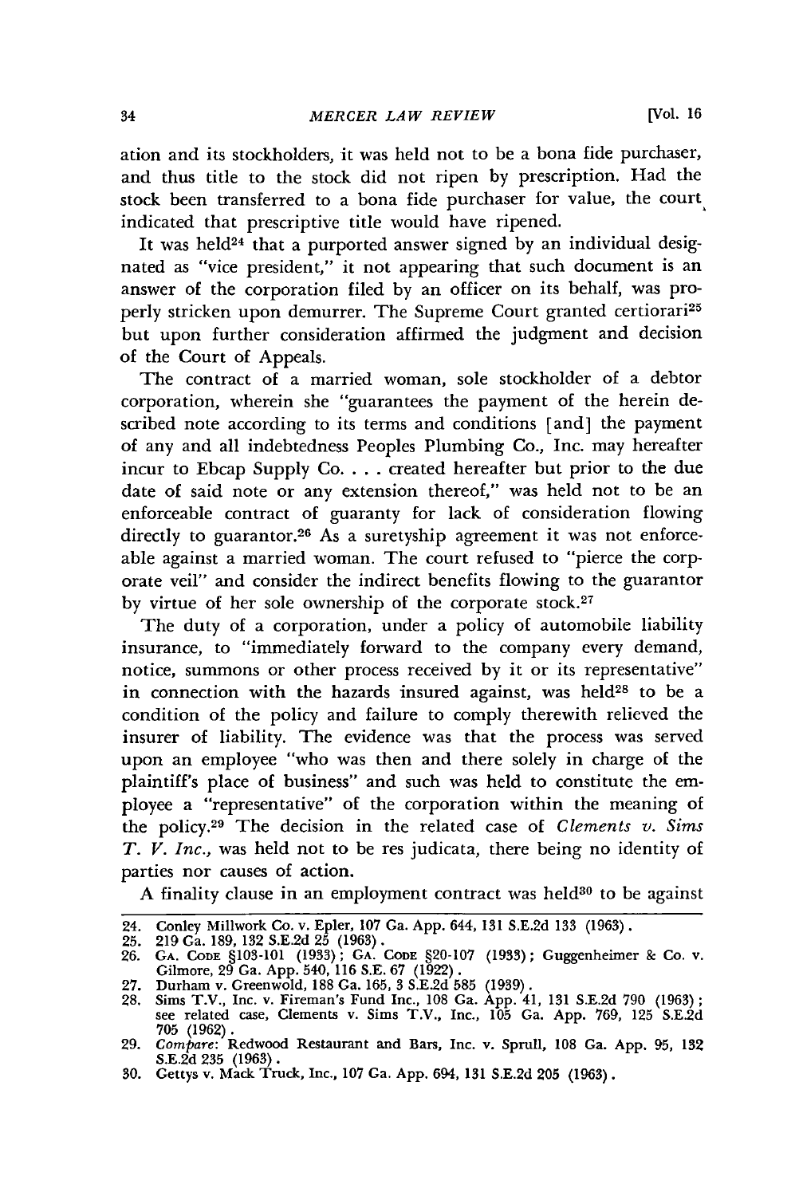ation and its stockholders, it was held not to be a bona fide purchaser, and thus title to the stock did not ripen by prescription. Had the stock been transferred to a bona fide purchaser for value, the court indicated that prescriptive title would have ripened.

It was held[24] that a purported answer signed by an individual designated as "vice president," it not appearing that such document is an answer of the corporation filed by an officer on its behalf, was properly stricken upon demurrer. The Supreme Court granted certiorari[25] but upon further consideration affirmed the judgment and decision of the Court of Appeals.

The contract of a married woman, sole stockholder of a debtor corporation, wherein she "guarantees the payment of the herein described note according to its terms and conditions [and] the payment of any and all indebtedness Peoples Plumbing Co., Inc. may hereafter incur to Ebcap Supply Co. . . . created hereafter but prior to the due date of said note or any extension thereof," was held not to be an enforceable contract of guaranty for lack of consideration flowing directly to guarantor.[26] As a suretyship agreement it was not enforceable against a married woman. The court refused to "pierce the corporate veil" and consider the indirect benefits flowing to the guarantor by virtue of her sole ownership of the corporate stock.[27]

The duty of a corporation, under a policy of automobile liability insurance, to "immediately forward to the company every demand, notice, summons or other process received by it or its representative" in connection with the hazards insured against, was held[28] to be a condition of the policy and failure to comply therewith relieved the insurer of liability. The evidence was that the process was served upon an employee "who was then and there solely in charge of the plaintiff's place of business" and such was held to constitute the employee a "representative" of the corporation within the meaning of the policy.[29] The decision in the related case of *Clements v. Sims T. V. Inc.*, was held not to be res judicata, there being no identity of parties nor causes of action.

A finality clause in an employment contract was held[30] to be against

---

24. Conley Millwork Co. v. Epler, 107 Ga. App. 644, 131 S.E.2d 133 (1963).
25. 219 Ga. 189, 132 S.E.2d 25 (1963).
26. GA. CODE §103-101 (1933); GA. CODE §20-107 (1933); Guggenheimer & Co. v. Gilmore, 29 Ga. App. 540, 116 S.E. 67 (1922).
27. Durham v. Greenwold, 188 Ga. 165, 3 S.E.2d 585 (1939).
28. Sims T.V., Inc. v. Fireman's Fund Inc., 108 Ga. App. 41, 131 S.E.2d 790 (1963); see related case, Clements v. Sims T.V., Inc., 105 Ga. App. 769, 125 S.E.2d 705 (1962).
29. *Compare*: Redwood Restaurant and Bars, Inc. v. Sprull, 108 Ga. App. 95, 132 S.E.2d 235 (1963).
30. Gettys v. Mack Truck, Inc., 107 Ga. App. 694, 131 S.E.2d 205 (1963).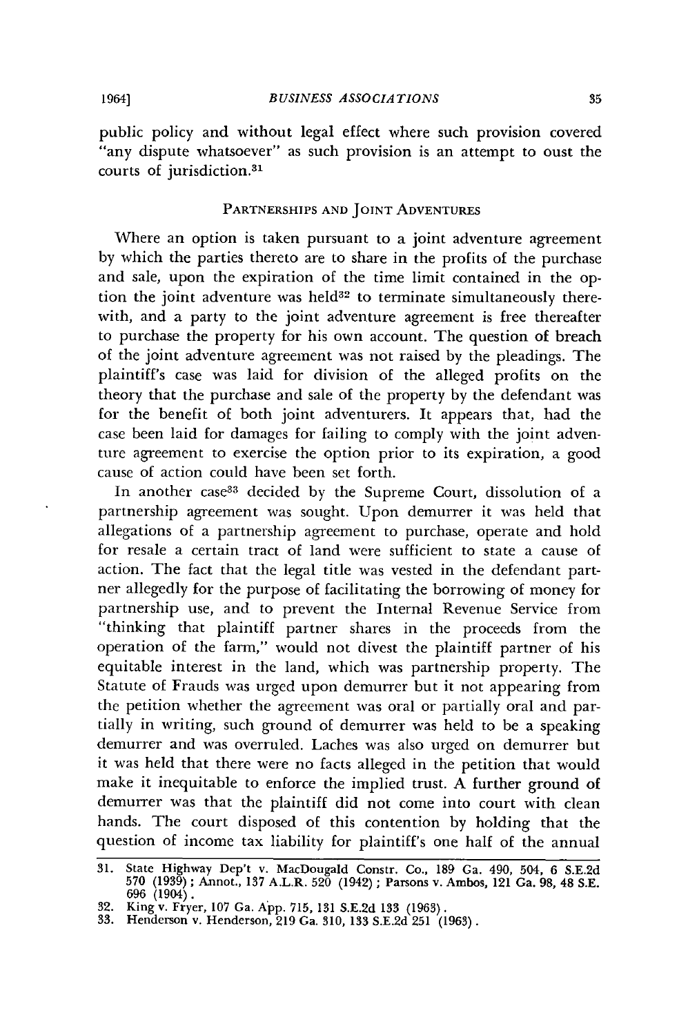public policy and without legal effect where such provision covered "any dispute whatsoever" as such provision is an attempt to oust the courts of jurisdiction.[31]

## PARTNERSHIPS AND JOINT ADVENTURES

Where an option is taken pursuant to a joint adventure agreement by which the parties thereto are to share in the profits of the purchase and sale, upon the expiration of the time limit contained in the option the joint adventure was held[32] to terminate simultaneously therewith, and a party to the joint adventure agreement is free thereafter to purchase the property for his own account. The question of breach of the joint adventure agreement was not raised by the pleadings. The plaintiff's case was laid for division of the alleged profits on the theory that the purchase and sale of the property by the defendant was for the benefit of both joint adventurers. It appears that, had the case been laid for damages for failing to comply with the joint adventure agreement to exercise the option prior to its expiration, a good cause of action could have been set forth.

In another case[33] decided by the Supreme Court, dissolution of a partnership agreement was sought. Upon demurrer it was held that allegations of a partnership agreement to purchase, operate and hold for resale a certain tract of land were sufficient to state a cause of action. The fact that the legal title was vested in the defendant partner allegedly for the purpose of facilitating the borrowing of money for partnership use, and to prevent the Internal Revenue Service from "thinking that plaintiff partner shares in the proceeds from the operation of the farm," would not divest the plaintiff partner of his equitable interest in the land, which was partnership property. The Statute of Frauds was urged upon demurrer but it not appearing from the petition whether the agreement was oral or partially oral and partially in writing, such ground of demurrer was held to be a speaking demurrer and was overruled. Laches was also urged on demurrer but it was held that there were no facts alleged in the petition that would make it inequitable to enforce the implied trust. A further ground of demurrer was that the plaintiff did not come into court with clean hands. The court disposed of this contention by holding that the question of income tax liability for plaintiff's one half of the annual

---

31. State Highway Dep't v. MacDougald Constr. Co., 189 Ga. 490, 504, 6 S.E.2d 570 (1939); Annot., 137 A.L.R. 520 (1942); Parsons v. Ambos, 121 Ga. 98, 48 S.E. 696 (1904).
32. King v. Fryer, 107 Ga. App. 715, 131 S.E.2d 133 (1963).
33. Henderson v. Henderson, 219 Ga. 310, 133 S.E.2d 251 (1963).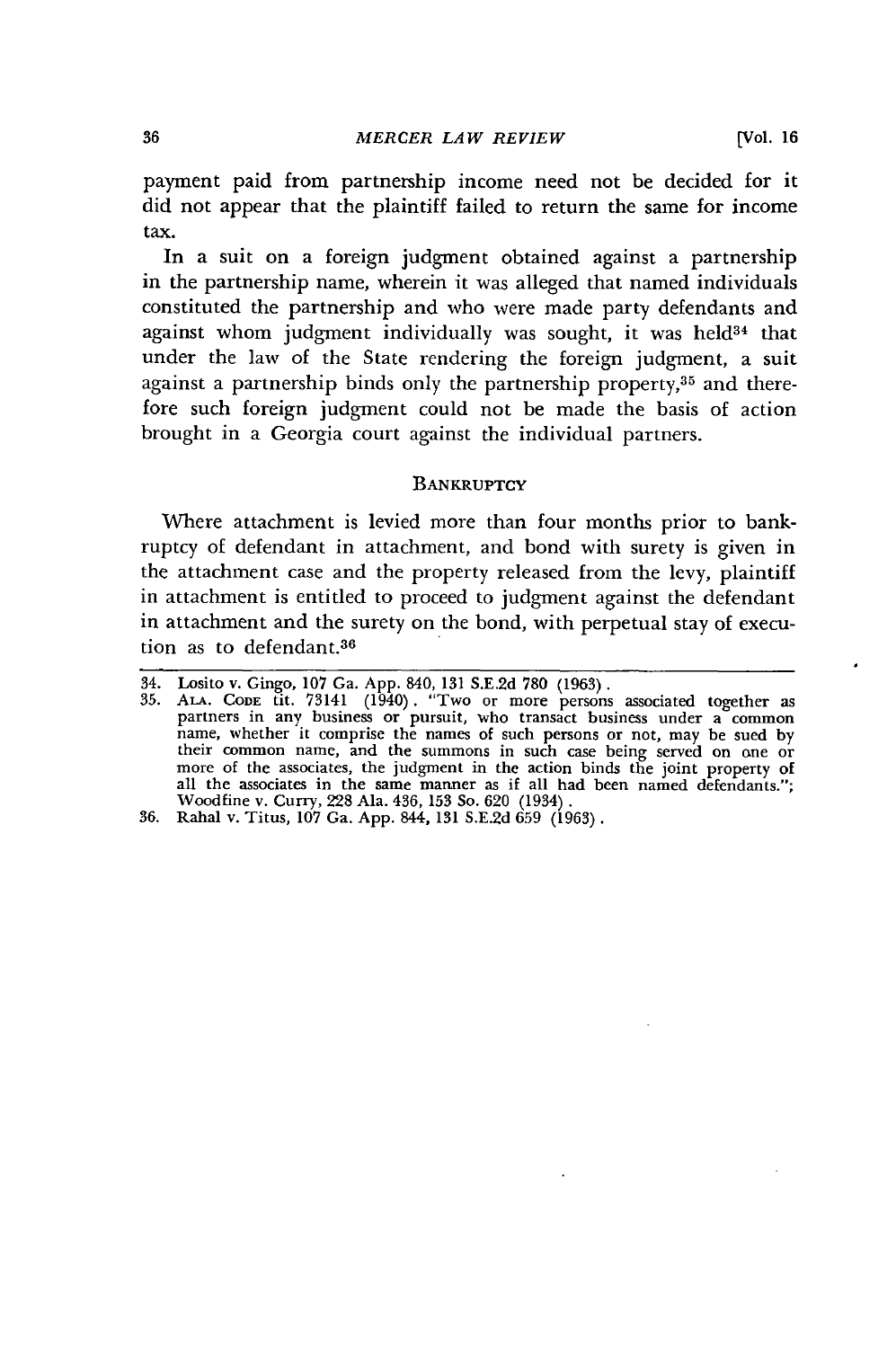payment paid from partnership income need not be decided for it did not appear that the plaintiff failed to return the same for income tax.

In a suit on a foreign judgment obtained against a partnership in the partnership name, wherein it was alleged that named individuals constituted the partnership and who were made party defendants and against whom judgment individually was sought, it was held[34] that under the law of the State rendering the foreign judgment, a suit against a partnership binds only the partnership property,[35] and therefore such foreign judgment could not be made the basis of action brought in a Georgia court against the individual partners.

## BANKRUPTCY

Where attachment is levied more than four months prior to bankruptcy of defendant in attachment, and bond with surety is given in the attachment case and the property released from the levy, plaintiff in attachment is entitled to proceed to judgment against the defendant in attachment and the surety on the bond, with perpetual stay of execution as to defendant.[36]

---

34. Losito v. Gingo, 107 Ga. App. 840, 131 S.E.2d 780 (1963).
35. ALA. CODE tit. 73141 (1940). "Two or more persons associated together as partners in any business or pursuit, who transact business under a common name, whether it comprise the names of such persons or not, may be sued by their common name, and the summons in such case being served on one or more of the associates, the judgment in the action binds the joint property of all the associates in the same manner as if all had been named defendants."; Woodfine v. Curry, 228 Ala. 436, 153 So. 620 (1934).
36. Rahal v. Titus, 107 Ga. App. 844, 131 S.E.2d 659 (1963).